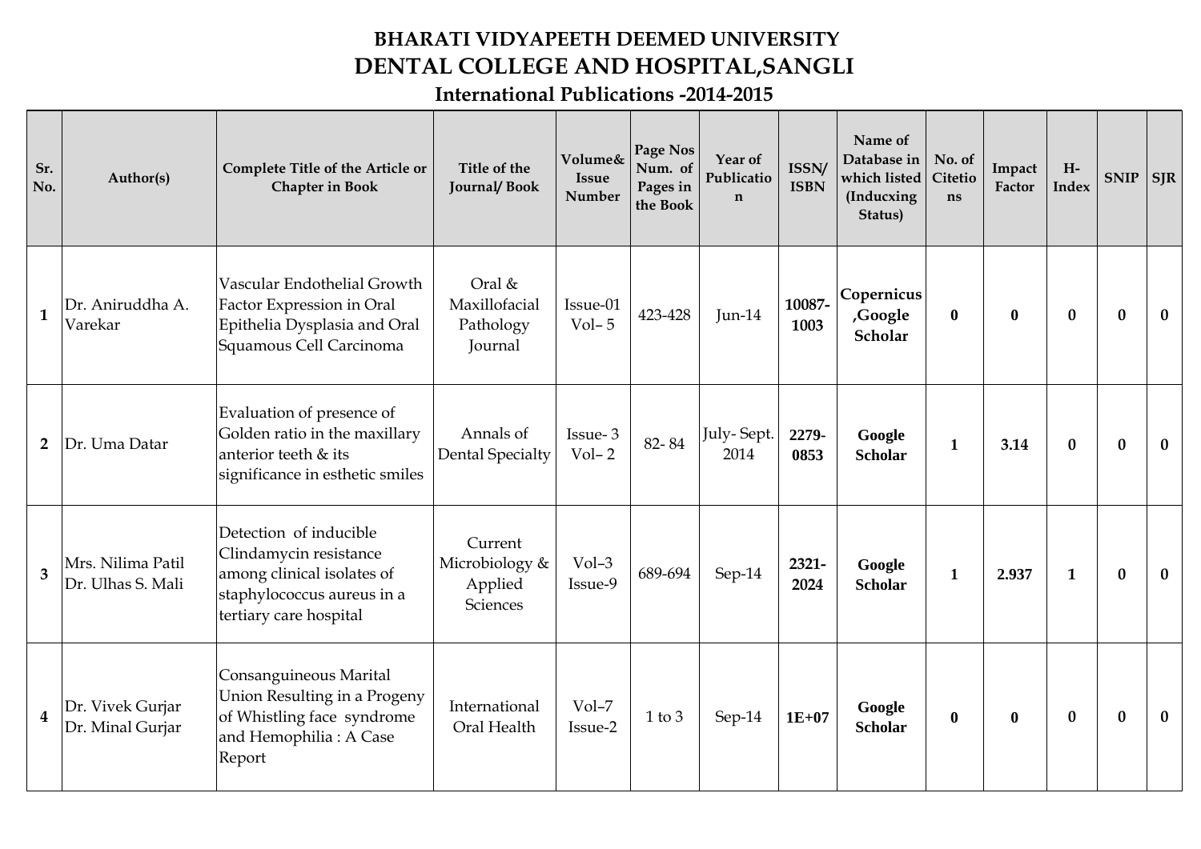# BHARATI VIDYAPEETH DEEMED UNIVERSITY

# DENTAL COLLEGE AND HOSPITAL,SANGLI

## International Publications -2014-2015

| Sr. No. | Author(s) | Complete Title of the Article or Chapter in Book | Title of the Journal/ Book | Volume& Issue Number | Page Nos Num. of Pages in the Book | Year of Publication | ISSN/ ISBN | Name of Database in which listed (Inducxing Status) | No. of Citetions | Impact Factor | H-Index | SNIP | SJR |
|---|---|---|---|---|---|---|---|---|---|---|---|---|---|
| 1 | Dr. Aniruddha A. Varekar | Vascular Endothelial Growth Factor Expression in Oral Epithelia Dysplasia and Oral Squamous Cell Carcinoma | Oral & Maxillofacial Pathology Journal | Issue-01 Vol– 5 | 423-428 | Jun-14 | **10087-1003** | **Copernicus ,Google Scholar** | **0** | **0** | **0** | **0** | **0** |
| 2 | Dr. Uma Datar | Evaluation of presence of Golden ratio in the maxillary anterior teeth & its significance in esthetic smiles | Annals of Dental Specialty | Issue- 3 Vol– 2 | 82- 84 | July- Sept. 2014 | **2279-0853** | **Google Scholar** | **1** | **3.14** | **0** | **0** | **0** |
| 3 | Mrs. Nilima Patil Dr. Ulhas S. Mali | Detection of inducible Clindamycin resistance among clinical isolates of staphylococcus aureus in a tertiary care hospital | Current Microbiology & Applied Sciences | Vol–3 Issue-9 | 689-694 | Sep-14 | **2321-2024** | **Google Scholar** | **1** | **2.937** | **1** | **0** | **0** |
| 4 | Dr. Vivek Gurjar Dr. Minal Gurjar | Consanguineous Marital Union Resulting in a Progeny of Whistling face syndrome and Hemophilia : A Case Report | International Oral Health | Vol–7 Issue-2 | 1 to 3 | Sep-14 | **1E+07** | **Google Scholar** | **0** | **0** | **0** | **0** | **0** |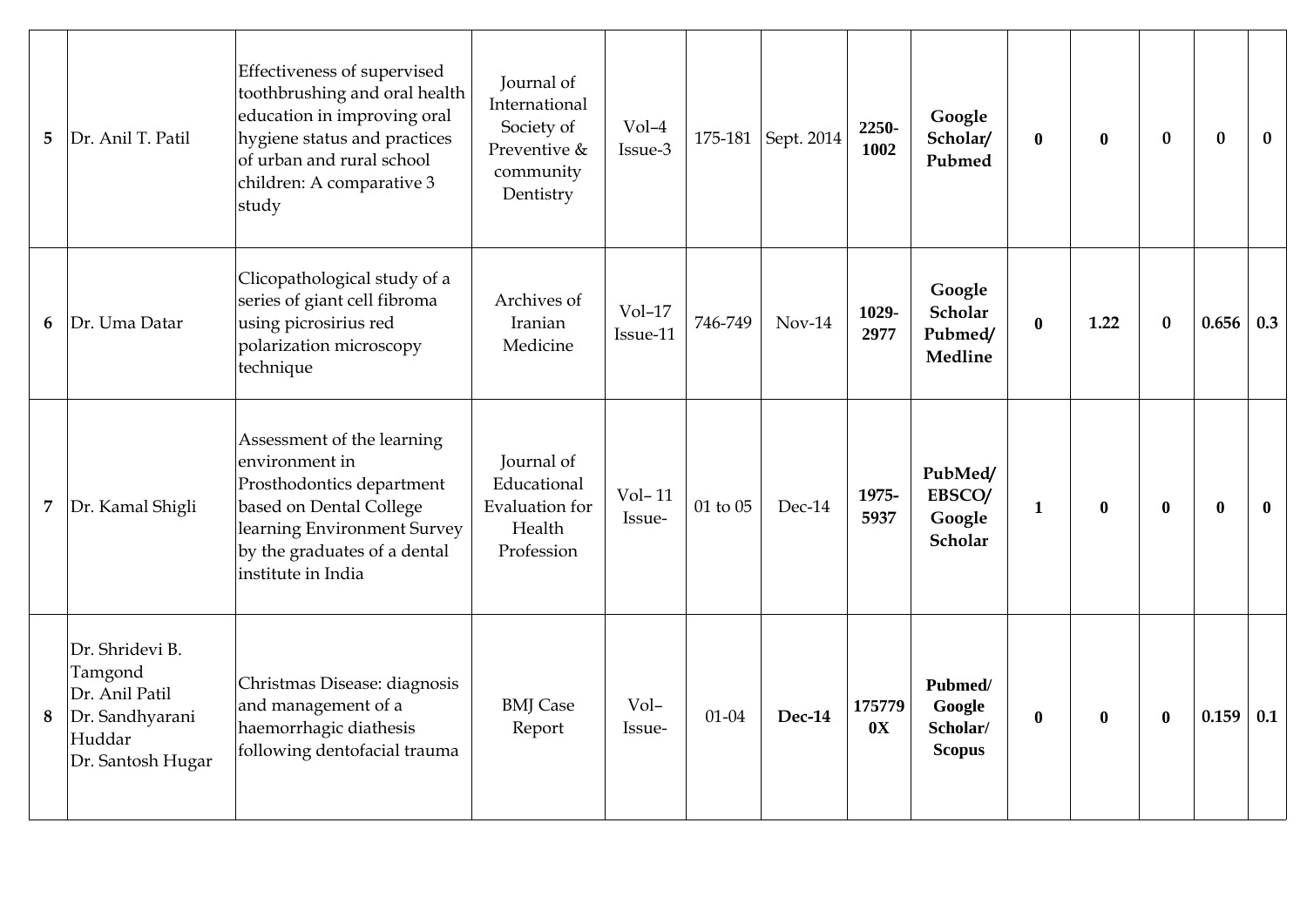| 5 | Dr. Anil T. Patil | Effectiveness of supervised toothbrushing and oral health education in improving oral hygiene status and practices of urban and rural school children: A comparative 3 study | Journal of International Society of Preventive & community Dentistry | Vol–4 Issue-3 | 175-181 | Sept. 2014 | **2250-1002** | **Google Scholar/ Pubmed** | **0** | **0** | **0** | **0** | **0** |
|---|---|---|---|---|---|---|---|---|---|---|---|---|---|
| 6 | Dr. Uma Datar | Clicopathological study of a series of giant cell fibroma using picrosirius red polarization microscopy technique | Archives of Iranian Medicine | Vol–17 Issue-11 | 746-749 | Nov-14 | **1029-2977** | **Google Scholar Pubmed/ Medline** | **0** | **1.22** | **0** | **0.656** | **0.3** |
| 7 | Dr. Kamal Shigli | Assessment of the learning environment in Prosthodontics department based on Dental College learning Environment Survey by the graduates of a dental institute in India | Journal of Educational Evaluation for Health Profession | Vol– 11 Issue- | 01 to 05 | Dec-14 | **1975-5937** | **PubMed/ EBSCO/ Google Scholar** | **1** | **0** | **0** | **0** | **0** |
| 8 | Dr. Shridevi B. Tamgond<br>Dr. Anil Patil<br>Dr. Sandhyarani Huddar<br>Dr. Santosh Hugar | Christmas Disease: diagnosis and management of a haemorrhagic diathesis following dentofacial trauma | BMJ Case Report | Vol– Issue- | 01-04 | **Dec-14** | **175779 0X** | **Pubmed/ Google Scholar/ Scopus** | **0** | **0** | **0** | **0.159** | **0.1** |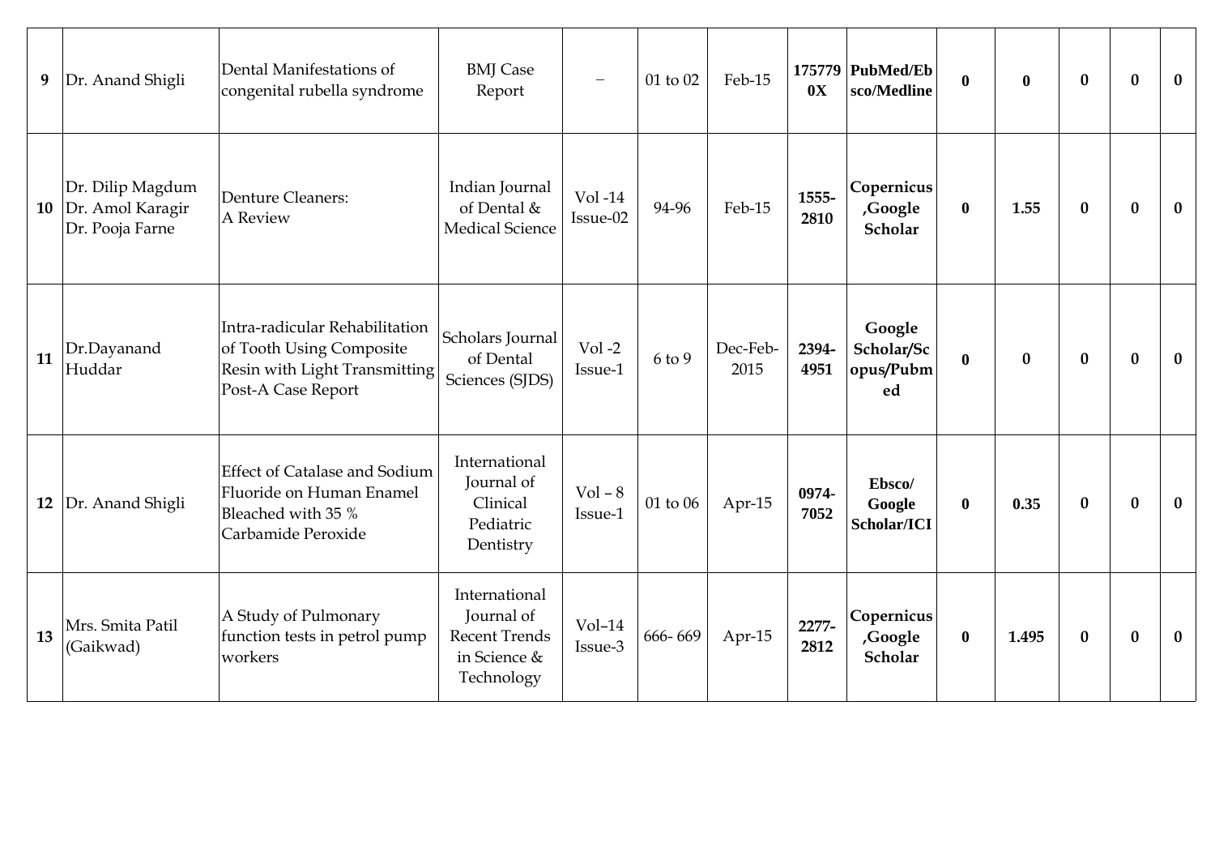| | | | | | | | | | | | | | | |
|---|---|---|---|---|---|---|---|---|---|---|---|---|---|---|
| **9** | Dr. Anand Shigli | Dental Manifestations of congenital rubella syndrome | BMJ Case Report | – | 01 to 02 | Feb-15 | **1757790X** | **PubMed/Ebsco/Medline** | **0** | **0** | **0** | **0** | **0** |
| **10** | Dr. Dilip Magdum<br>Dr. Amol Karagir<br>Dr. Pooja Farne | Denture Cleaners:<br>A Review | Indian Journal of Dental & Medical Science | Vol -14 Issue-02 | 94-96 | Feb-15 | **1555-2810** | **Copernicus ,Google Scholar** | **0** | **1.55** | **0** | **0** | **0** |
| **11** | Dr.Dayanand Huddar | Intra-radicular Rehabilitation of Tooth Using Composite Resin with Light Transmitting Post-A Case Report | Scholars Journal of Dental Sciences (SJDS) | Vol -2 Issue-1 | 6 to 9 | Dec-Feb-2015 | **2394-4951** | **Google Scholar/Scopus/Pubmed** | **0** | **0** | **0** | **0** | **0** |
| **12** | Dr. Anand Shigli | Effect of Catalase and Sodium Fluoride on Human Enamel Bleached with 35 % Carbamide Peroxide | International Journal of Clinical Pediatric Dentistry | Vol – 8 Issue-1 | 01 to 06 | Apr-15 | **0974-7052** | **Ebsco/ Google Scholar/ICI** | **0** | **0.35** | **0** | **0** | **0** |
| **13** | Mrs. Smita Patil (Gaikwad) | A Study of Pulmonary function tests in petrol pump workers | International Journal of Recent Trends in Science & Technology | Vol–14 Issue-3 | 666- 669 | Apr-15 | **2277-2812** | **Copernicus ,Google Scholar** | **0** | **1.495** | **0** | **0** | **0** |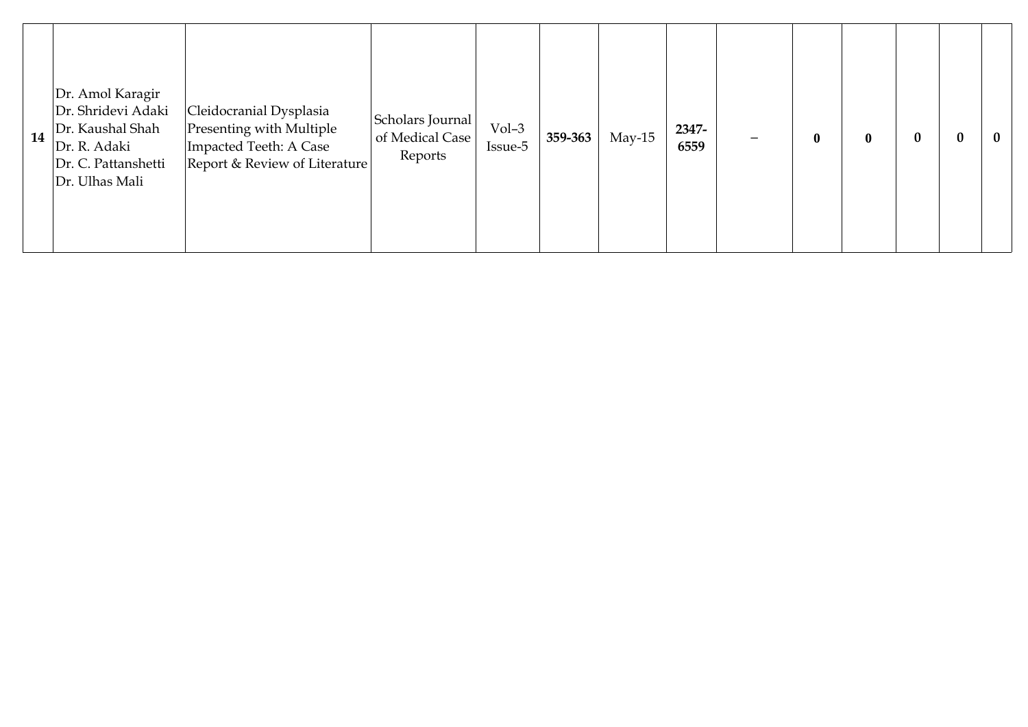| | | | | | | | | | | | | | | |
|---|---|---|---|---|---|---|---|---|---|---|---|---|---|---|
| **14** | Dr. Amol Karagir<br>Dr. Shridevi Adaki<br>Dr. Kaushal Shah<br>Dr. R. Adaki<br>Dr. C. Pattanshetti<br>Dr. Ulhas Mali | Cleidocranial Dysplasia Presenting with Multiple Impacted Teeth: A Case Report & Review of Literature | Scholars Journal of Medical Case Reports | Vol–3 Issue-5 | **359-363** | May-15 | **2347-6559** | – | **0** | **0** | **0** | **0** | **0** |